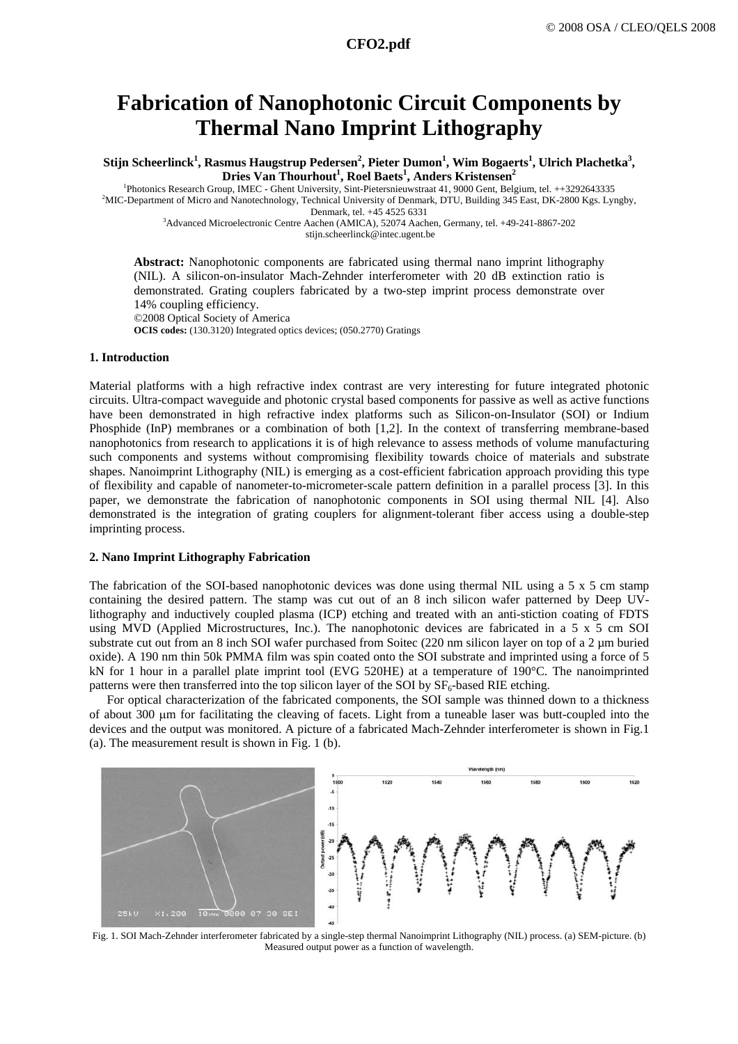# Fabrication of Nanophotonic Circuit Components by Thermal Nano Imprint Lithography

**Stijn Scheerlinck[1], Rasmus Haugstrup Pedersen[2], Pieter Dumon[1], Wim Bogaerts[1], Ulrich Plachetka[3], Dries Van Thourhout[1], Roel Baets[1], Anders Kristensen[2]**

[1]Photonics Research Group, IMEC - Ghent University, Sint-Pietersnieuwstraat 41, 9000 Gent, Belgium, tel. ++3292643335
[2]MIC-Department of Micro and Nanotechnology, Technical University of Denmark, DTU, Building 345 East, DK-2800 Kgs. Lyngby, Denmark, tel. +45 4525 6331
[3]Advanced Microelectronic Centre Aachen (AMICA), 52074 Aachen, Germany, tel. +49-241-8867-202
stijn.scheerlinck@intec.ugent.be

**Abstract:** Nanophotonic components are fabricated using thermal nano imprint lithography (NIL). A silicon-on-insulator Mach-Zehnder interferometer with 20 dB extinction ratio is demonstrated. Grating couplers fabricated by a two-step imprint process demonstrate over 14% coupling efficiency.
©2008 Optical Society of America
**OCIS codes:** (130.3120) Integrated optics devices; (050.2770) Gratings

### 1. Introduction

Material platforms with a high refractive index contrast are very interesting for future integrated photonic circuits. Ultra-compact waveguide and photonic crystal based components for passive as well as active functions have been demonstrated in high refractive index platforms such as Silicon-on-Insulator (SOI) or Indium Phosphide (InP) membranes or a combination of both [1,2]. In the context of transferring membrane-based nanophotonics from research to applications it is of high relevance to assess methods of volume manufacturing such components and systems without compromising flexibility towards choice of materials and substrate shapes. Nanoimprint Lithography (NIL) is emerging as a cost-efficient fabrication approach providing this type of flexibility and capable of nanometer-to-micrometer-scale pattern definition in a parallel process [3]. In this paper, we demonstrate the fabrication of nanophotonic components in SOI using thermal NIL [4]. Also demonstrated is the integration of grating couplers for alignment-tolerant fiber access using a double-step imprinting process.

### 2. Nano Imprint Lithography Fabrication

The fabrication of the SOI-based nanophotonic devices was done using thermal NIL using a 5 x 5 cm stamp containing the desired pattern. The stamp was cut out of an 8 inch silicon wafer patterned by Deep UV-lithography and inductively coupled plasma (ICP) etching and treated with an anti-stiction coating of FDTS using MVD (Applied Microstructures, Inc.). The nanophotonic devices are fabricated in a 5 x 5 cm SOI substrate cut out from an 8 inch SOI wafer purchased from Soitec (220 nm silicon layer on top of a 2 µm buried oxide). A 190 nm thin 50k PMMA film was spin coated onto the SOI substrate and imprinted using a force of 5 kN for 1 hour in a parallel plate imprint tool (EVG 520HE) at a temperature of 190°C. The nanoimprinted patterns were then transferred into the top silicon layer of the SOI by $SF_6$-based RIE etching.

For optical characterization of the fabricated components, the SOI sample was thinned down to a thickness of about 300 µm for facilitating the cleaving of facets. Light from a tuneable laser was butt-coupled into the devices and the output was monitored. A picture of a fabricated Mach-Zehnder interferometer is shown in Fig.1 (a). The measurement result is shown in Fig. 1 (b).

Fig. 1. SOI Mach-Zehnder interferometer fabricated by a single-step thermal Nanoimprint Lithography (NIL) process. (a) SEM-picture. (b) Measured output power as a function of wavelength.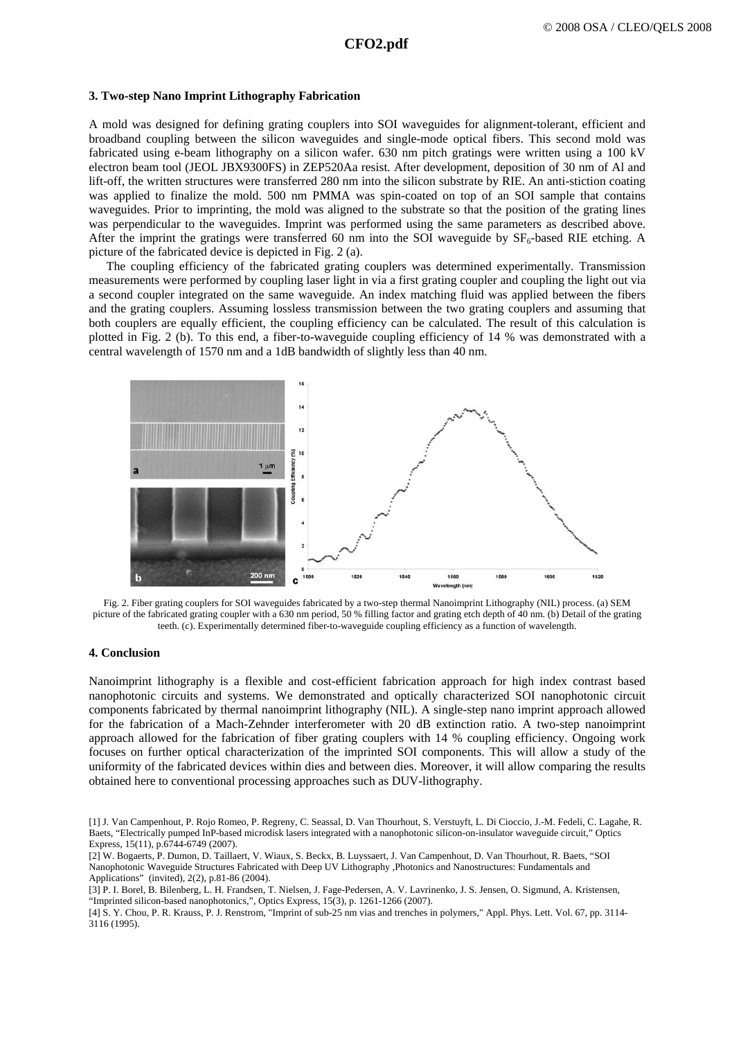### 3. Two-step Nano Imprint Lithography Fabrication

A mold was designed for defining grating couplers into SOI waveguides for alignment-tolerant, efficient and broadband coupling between the silicon waveguides and single-mode optical fibers. This second mold was fabricated using e-beam lithography on a silicon wafer. 630 nm pitch gratings were written using a 100 kV electron beam tool (JEOL JBX9300FS) in ZEP520Aa resist. After development, deposition of 30 nm of Al and lift-off, the written structures were transferred 280 nm into the silicon substrate by RIE. An anti-stiction coating was applied to finalize the mold. 500 nm PMMA was spin-coated on top of an SOI sample that contains waveguides. Prior to imprinting, the mold was aligned to the substrate so that the position of the grating lines was perpendicular to the waveguides. Imprint was performed using the same parameters as described above. After the imprint the gratings were transferred 60 nm into the SOI waveguide by $SF_6$-based RIE etching. A picture of the fabricated device is depicted in Fig. 2 (a).

The coupling efficiency of the fabricated grating couplers was determined experimentally. Transmission measurements were performed by coupling laser light in via a first grating coupler and coupling the light out via a second coupler integrated on the same waveguide. An index matching fluid was applied between the fibers and the grating couplers. Assuming lossless transmission between the two grating couplers and assuming that both couplers are equally efficient, the coupling efficiency can be calculated. The result of this calculation is plotted in Fig. 2 (b). To this end, a fiber-to-waveguide coupling efficiency of 14 % was demonstrated with a central wavelength of 1570 nm and a 1dB bandwidth of slightly less than 40 nm.

Fig. 2. Fiber grating couplers for SOI waveguides fabricated by a two-step thermal Nanoimprint Lithography (NIL) process. (a) SEM picture of the fabricated grating coupler with a 630 nm period, 50 % filling factor and grating etch depth of 40 nm. (b) Detail of the grating teeth. (c). Experimentally determined fiber-to-waveguide coupling efficiency as a function of wavelength.

### 4. Conclusion

Nanoimprint lithography is a flexible and cost-efficient fabrication approach for high index contrast based nanophotonic circuits and systems. We demonstrated and optically characterized SOI nanophotonic circuit components fabricated by thermal nanoimprint lithography (NIL). A single-step nano imprint approach allowed for the fabrication of a Mach-Zehnder interferometer with 20 dB extinction ratio. A two-step nanoimprint approach allowed for the fabrication of fiber grating couplers with 14 % coupling efficiency. Ongoing work focuses on further optical characterization of the imprinted SOI components. This will allow a study of the uniformity of the fabricated devices within dies and between dies. Moreover, it will allow comparing the results obtained here to conventional processing approaches such as DUV-lithography.

[1] J. Van Campenhout, P. Rojo Romeo, P. Regreny, C. Seassal, D. Van Thourhout, S. Verstuyft, L. Di Cioccio, J.-M. Fedeli, C. Lagahe, R. Baets, "Electrically pumped InP-based microdisk lasers integrated with a nanophotonic silicon-on-insulator waveguide circuit," Optics Express, 15(11), p.6744-6749 (2007).

[2] W. Bogaerts, P. Dumon, D. Taillaert, V. Wiaux, S. Beckx, B. Luyssaert, J. Van Campenhout, D. Van Thourhout, R. Baets, "SOI Nanophotonic Waveguide Structures Fabricated with Deep UV Lithography ,Photonics and Nanostructures: Fundamentals and Applications" (invited), 2(2), p.81-86 (2004).

[3] P. I. Borel, B. Bilenberg, L. H. Frandsen, T. Nielsen, J. Fage-Pedersen, A. V. Lavrinenko, J. S. Jensen, O. Sigmund, A. Kristensen, "Imprinted silicon-based nanophotonics,", Optics Express, 15(3), p. 1261-1266 (2007).

[4] S. Y. Chou, P. R. Krauss, P. J. Renstrom, "Imprint of sub-25 nm vias and trenches in polymers," Appl. Phys. Lett. Vol. 67, pp. 3114-3116 (1995).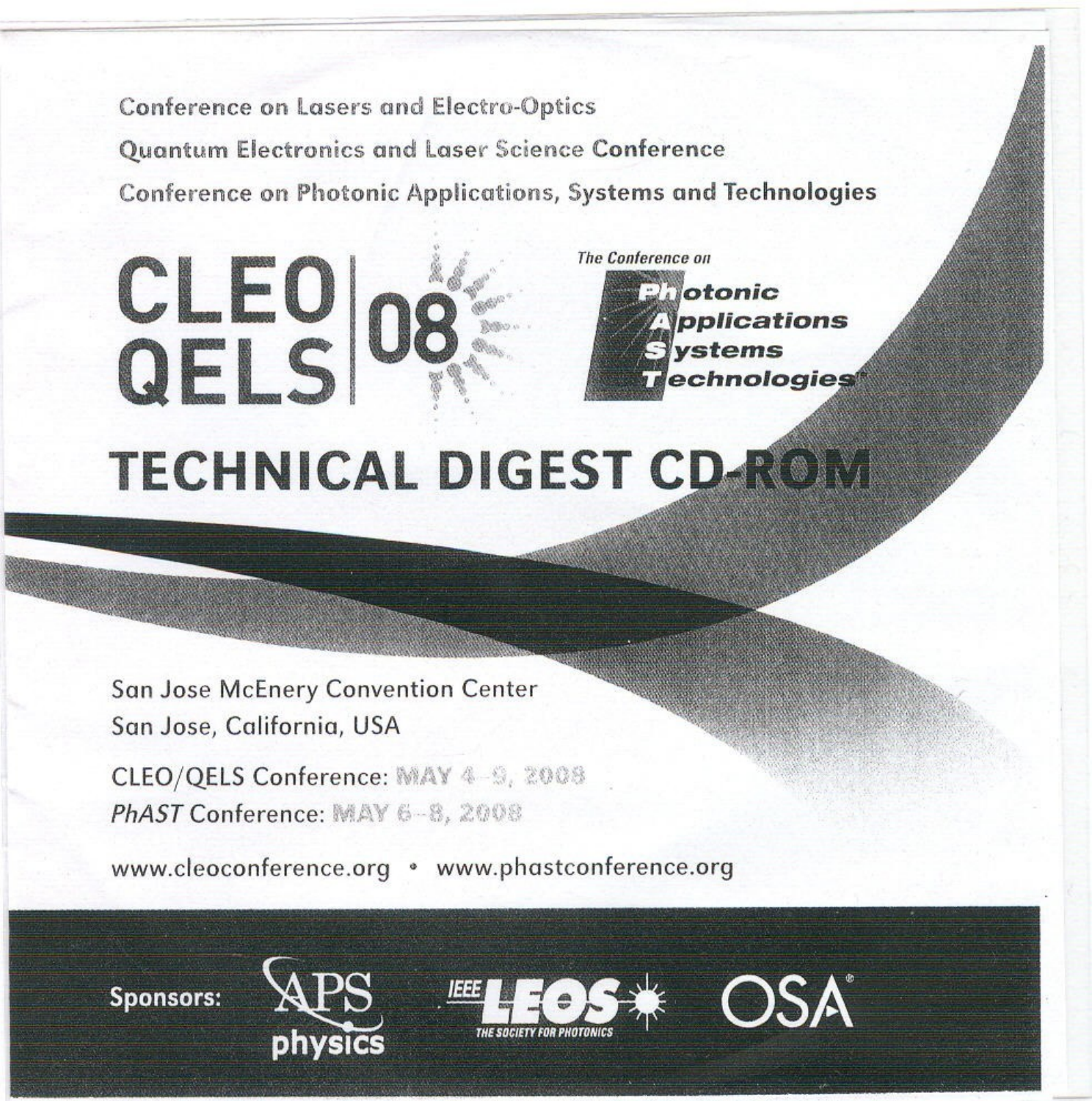Conference on Lasers and Electro-Optics

Quantum Electronics and Laser Science Conference

Conference on Photonic Applications, Systems and Technologies

# CLEO QELS 08

The Conference on **Ph**otonic **A**pplications **S**ystems **T**echnologies

# TECHNICAL DIGEST CD-ROM

San Jose McEnery Convention Center
San Jose, California, USA

CLEO/QELS Conference: MAY 4–9, 2008
*PhAST* Conference: MAY 6–8, 2008

www.cleoconference.org • www.phastconference.org

Sponsors: APS physics, IEEE LEOS The Society for Photonics, OSA